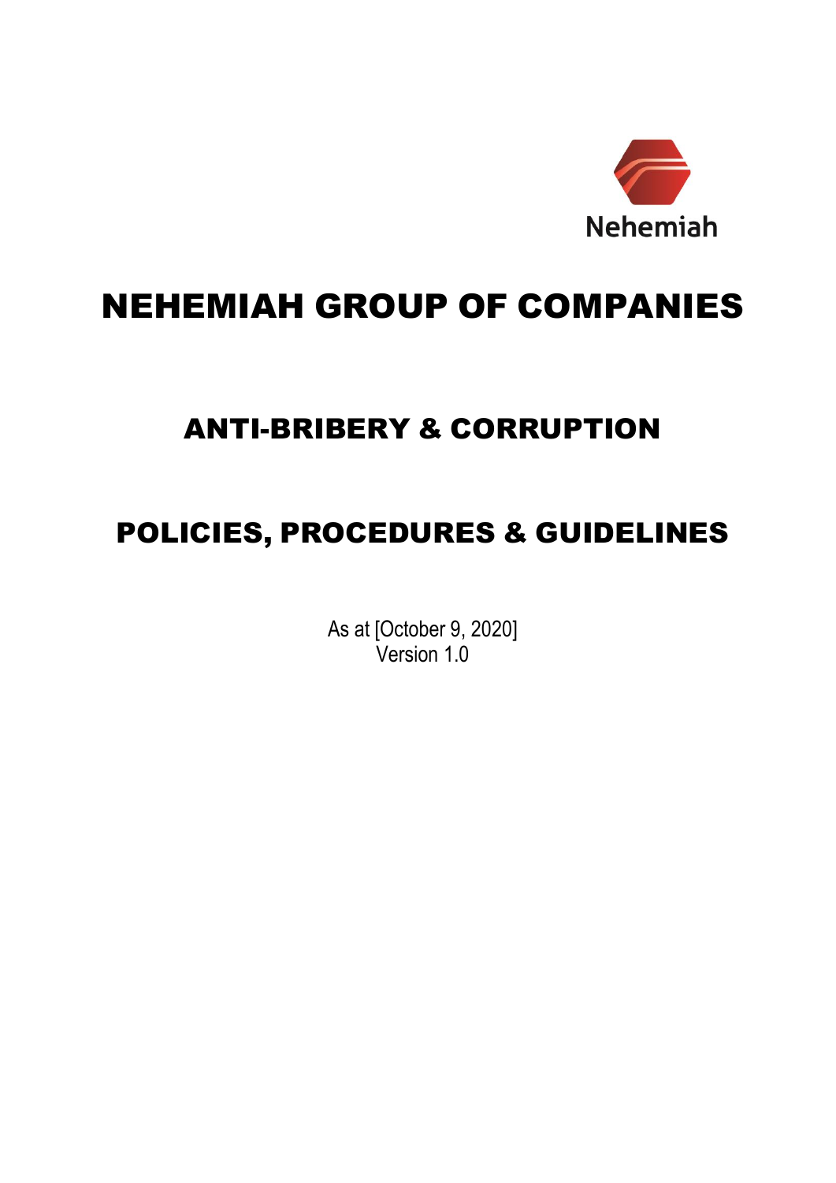Nehemiah

# NEHEMIAH GROUP OF COMPANIES

## ANTI-BRIBERY & CORRUPTION

## POLICIES, PROCEDURES & GUIDELINES

As at [October 9, 2020]
Version 1.0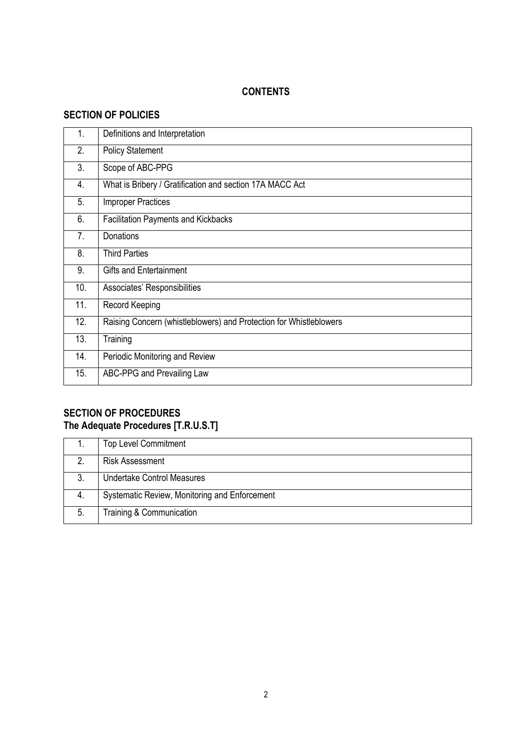# CONTENTS

## SECTION OF POLICIES

| | |
|---|---|
| 1. | Definitions and Interpretation |
| 2. | Policy Statement |
| 3. | Scope of ABC-PPG |
| 4. | What is Bribery / Gratification and section 17A MACC Act |
| 5. | Improper Practices |
| 6. | Facilitation Payments and Kickbacks |
| 7. | Donations |
| 8. | Third Parties |
| 9. | Gifts and Entertainment |
| 10. | Associates' Responsibilities |
| 11. | Record Keeping |
| 12. | Raising Concern (whistleblowers) and Protection for Whistleblowers |
| 13. | Training |
| 14. | Periodic Monitoring and Review |
| 15. | ABC-PPG and Prevailing Law |

## SECTION OF PROCEDURES
**The Adequate Procedures [T.R.U.S.T]**

| | |
|---|---|
| 1. | Top Level Commitment |
| 2. | Risk Assessment |
| 3. | Undertake Control Measures |
| 4. | Systematic Review, Monitoring and Enforcement |
| 5. | Training & Communication |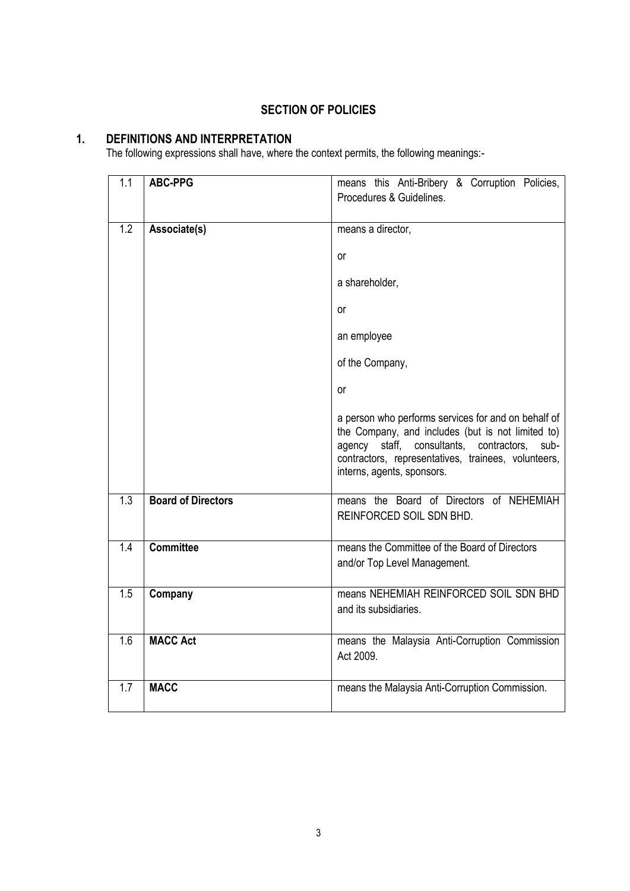## SECTION OF POLICIES

## 1. DEFINITIONS AND INTERPRETATION

The following expressions shall have, where the context permits, the following meanings:-

| | | |
|---|---|---|
| 1.1 | **ABC-PPG** | means this Anti-Bribery & Corruption Policies, Procedures & Guidelines. |
| 1.2 | **Associate(s)** | means a director,<br><br>or<br><br>a shareholder,<br><br>or<br><br>an employee<br><br>of the Company,<br><br>or<br><br>a person who performs services for and on behalf of the Company, and includes (but is not limited to) agency staff, consultants, contractors, sub-contractors, representatives, trainees, volunteers, interns, agents, sponsors. |
| 1.3 | **Board of Directors** | means the Board of Directors of NEHEMIAH REINFORCED SOIL SDN BHD. |
| 1.4 | **Committee** | means the Committee of the Board of Directors and/or Top Level Management. |
| 1.5 | **Company** | means NEHEMIAH REINFORCED SOIL SDN BHD and its subsidiaries. |
| 1.6 | **MACC Act** | means the Malaysia Anti-Corruption Commission Act 2009. |
| 1.7 | **MACC** | means the Malaysia Anti-Corruption Commission. |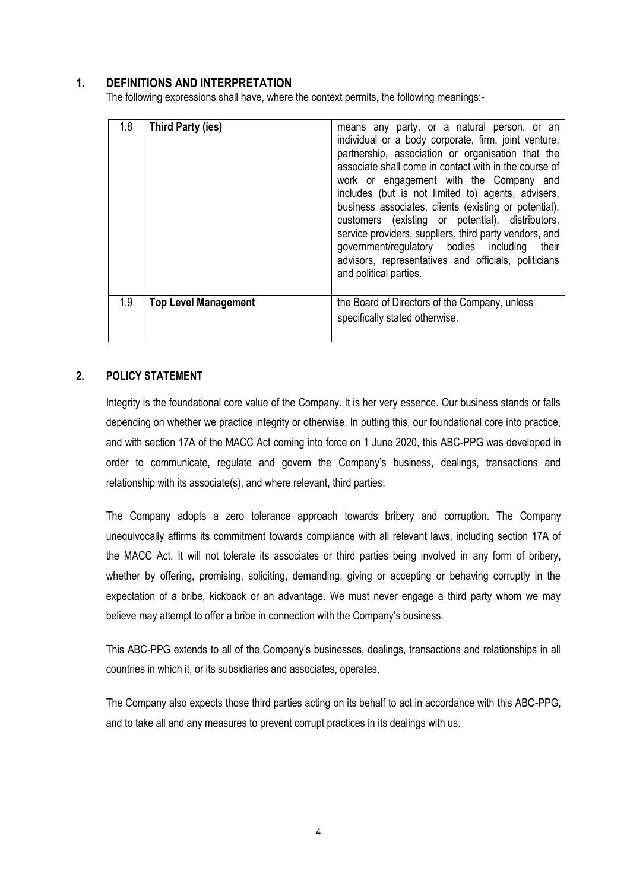## 1. DEFINITIONS AND INTERPRETATION

The following expressions shall have, where the context permits, the following meanings:-

| | | |
|---|---|---|
| 1.8 | **Third Party (ies)** | means any party, or a natural person, or an individual or a body corporate, firm, joint venture, partnership, association or organisation that the associate shall come in contact with in the course of work or engagement with the Company and includes (but is not limited to) agents, advisers, business associates, clients (existing or potential), customers (existing or potential), distributors, service providers, suppliers, third party vendors, and government/regulatory bodies including their advisors, representatives and officials, politicians and political parties. |
| 1.9 | **Top Level Management** | the Board of Directors of the Company, unless specifically stated otherwise. |

## 2. POLICY STATEMENT

Integrity is the foundational core value of the Company. It is her very essence. Our business stands or falls depending on whether we practice integrity or otherwise. In putting this, our foundational core into practice, and with section 17A of the MACC Act coming into force on 1 June 2020, this ABC-PPG was developed in order to communicate, regulate and govern the Company's business, dealings, transactions and relationship with its associate(s), and where relevant, third parties.

The Company adopts a zero tolerance approach towards bribery and corruption. The Company unequivocally affirms its commitment towards compliance with all relevant laws, including section 17A of the MACC Act. It will not tolerate its associates or third parties being involved in any form of bribery, whether by offering, promising, soliciting, demanding, giving or accepting or behaving corruptly in the expectation of a bribe, kickback or an advantage. We must never engage a third party whom we may believe may attempt to offer a bribe in connection with the Company's business.

This ABC-PPG extends to all of the Company's businesses, dealings, transactions and relationships in all countries in which it, or its subsidiaries and associates, operates.

The Company also expects those third parties acting on its behalf to act in accordance with this ABC-PPG, and to take all and any measures to prevent corrupt practices in its dealings with us.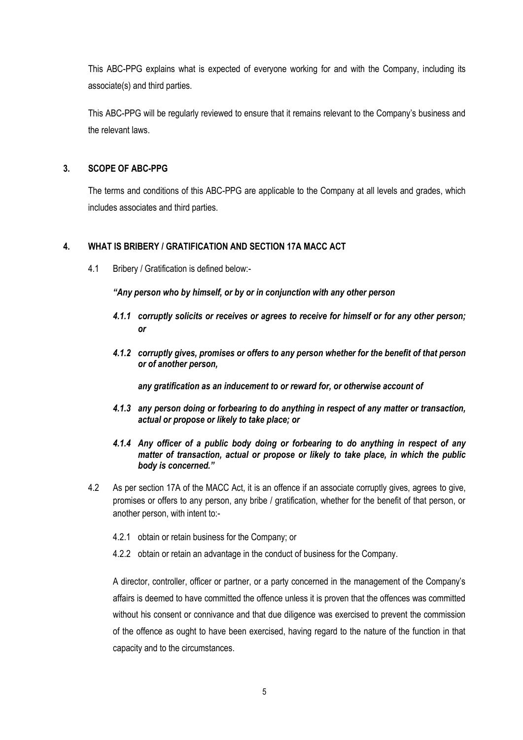This ABC-PPG explains what is expected of everyone working for and with the Company, including its associate(s) and third parties.

This ABC-PPG will be regularly reviewed to ensure that it remains relevant to the Company's business and the relevant laws.

## 3. SCOPE OF ABC-PPG

The terms and conditions of this ABC-PPG are applicable to the Company at all levels and grades, which includes associates and third parties.

## 4. WHAT IS BRIBERY / GRATIFICATION AND SECTION 17A MACC ACT

4.1 Bribery / Gratification is defined below:-

***"Any person who by himself, or by or in conjunction with any other person***

***4.1.1 corruptly solicits or receives or agrees to receive for himself or for any other person; or***

***4.1.2 corruptly gives, promises or offers to any person whether for the benefit of that person or of another person,***

***any gratification as an inducement to or reward for, or otherwise account of***

***4.1.3 any person doing or forbearing to do anything in respect of any matter or transaction, actual or propose or likely to take place; or***

***4.1.4 Any officer of a public body doing or forbearing to do anything in respect of any matter of transaction, actual or propose or likely to take place, in which the public body is concerned."***

4.2 As per section 17A of the MACC Act, it is an offence if an associate corruptly gives, agrees to give, promises or offers to any person, any bribe / gratification, whether for the benefit of that person, or another person, with intent to:-

4.2.1 obtain or retain business for the Company; or

4.2.2 obtain or retain an advantage in the conduct of business for the Company.

A director, controller, officer or partner, or a party concerned in the management of the Company's affairs is deemed to have committed the offence unless it is proven that the offences was committed without his consent or connivance and that due diligence was exercised to prevent the commission of the offence as ought to have been exercised, having regard to the nature of the function in that capacity and to the circumstances.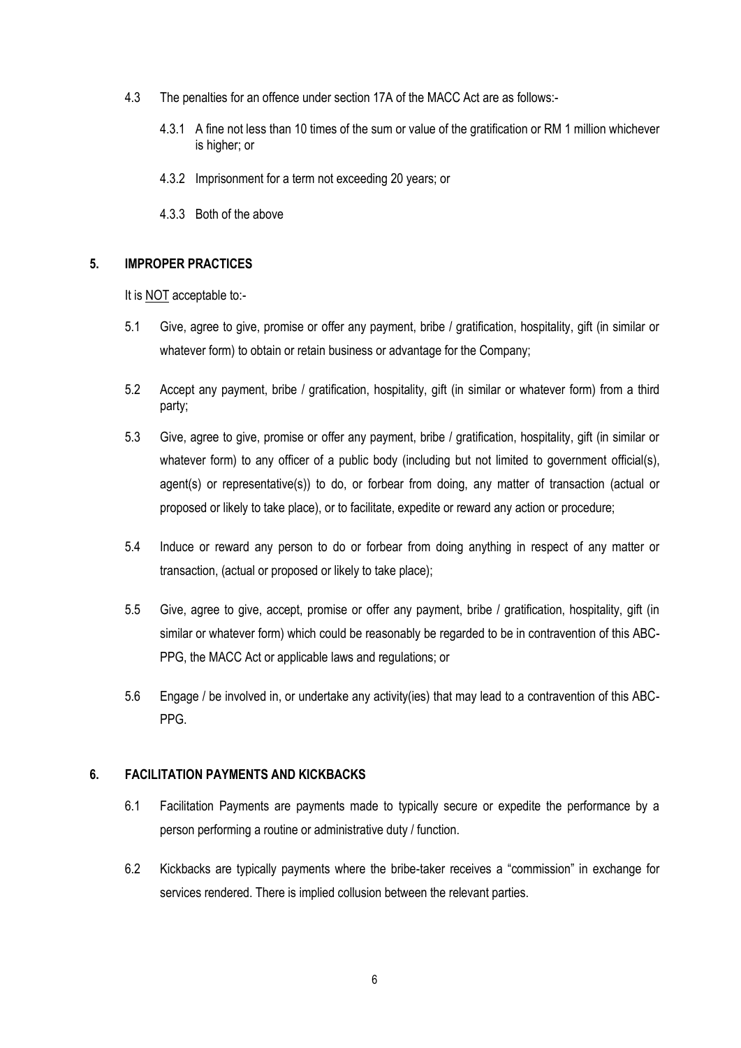4.3 The penalties for an offence under section 17A of the MACC Act are as follows:-

4.3.1 A fine not less than 10 times of the sum or value of the gratification or RM 1 million whichever is higher; or

4.3.2 Imprisonment for a term not exceeding 20 years; or

4.3.3 Both of the above

## 5. IMPROPER PRACTICES

It is <u>NOT</u> acceptable to:-

5.1 Give, agree to give, promise or offer any payment, bribe / gratification, hospitality, gift (in similar or whatever form) to obtain or retain business or advantage for the Company;

5.2 Accept any payment, bribe / gratification, hospitality, gift (in similar or whatever form) from a third party;

5.3 Give, agree to give, promise or offer any payment, bribe / gratification, hospitality, gift (in similar or whatever form) to any officer of a public body (including but not limited to government official(s), agent(s) or representative(s)) to do, or forbear from doing, any matter of transaction (actual or proposed or likely to take place), or to facilitate, expedite or reward any action or procedure;

5.4 Induce or reward any person to do or forbear from doing anything in respect of any matter or transaction, (actual or proposed or likely to take place);

5.5 Give, agree to give, accept, promise or offer any payment, bribe / gratification, hospitality, gift (in similar or whatever form) which could be reasonably be regarded to be in contravention of this ABC-PPG, the MACC Act or applicable laws and regulations; or

5.6 Engage / be involved in, or undertake any activity(ies) that may lead to a contravention of this ABC-PPG.

## 6. FACILITATION PAYMENTS AND KICKBACKS

6.1 Facilitation Payments are payments made to typically secure or expedite the performance by a person performing a routine or administrative duty / function.

6.2 Kickbacks are typically payments where the bribe-taker receives a "commission" in exchange for services rendered. There is implied collusion between the relevant parties.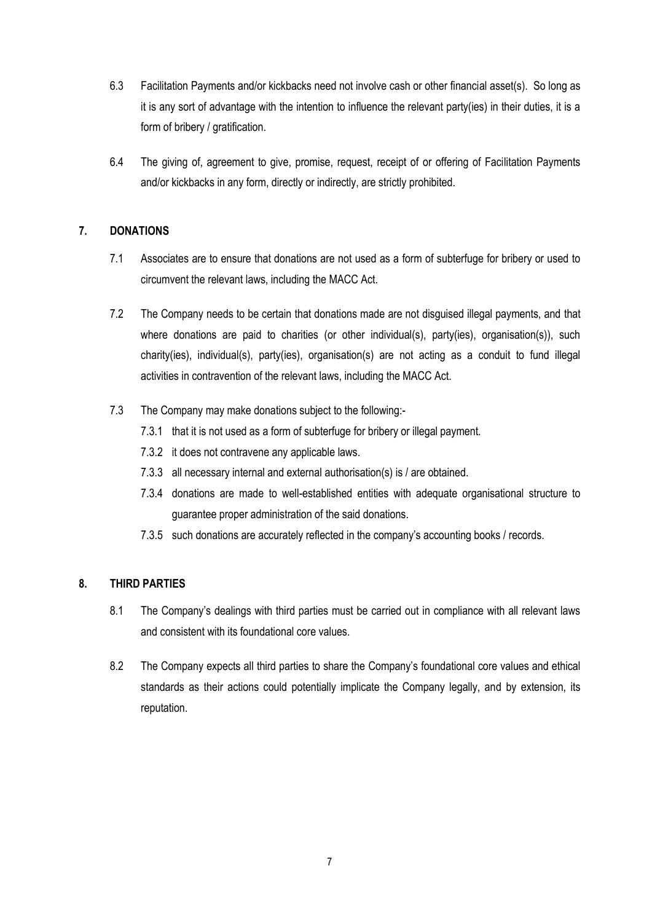6.3 Facilitation Payments and/or kickbacks need not involve cash or other financial asset(s). So long as it is any sort of advantage with the intention to influence the relevant party(ies) in their duties, it is a form of bribery / gratification.

6.4 The giving of, agreement to give, promise, request, receipt of or offering of Facilitation Payments and/or kickbacks in any form, directly or indirectly, are strictly prohibited.

## 7. DONATIONS

7.1 Associates are to ensure that donations are not used as a form of subterfuge for bribery or used to circumvent the relevant laws, including the MACC Act.

7.2 The Company needs to be certain that donations made are not disguised illegal payments, and that where donations are paid to charities (or other individual(s), party(ies), organisation(s)), such charity(ies), individual(s), party(ies), organisation(s) are not acting as a conduit to fund illegal activities in contravention of the relevant laws, including the MACC Act.

7.3 The Company may make donations subject to the following:-

7.3.1 that it is not used as a form of subterfuge for bribery or illegal payment.

7.3.2 it does not contravene any applicable laws.

7.3.3 all necessary internal and external authorisation(s) is / are obtained.

7.3.4 donations are made to well-established entities with adequate organisational structure to guarantee proper administration of the said donations.

7.3.5 such donations are accurately reflected in the company's accounting books / records.

## 8. THIRD PARTIES

8.1 The Company's dealings with third parties must be carried out in compliance with all relevant laws and consistent with its foundational core values.

8.2 The Company expects all third parties to share the Company's foundational core values and ethical standards as their actions could potentially implicate the Company legally, and by extension, its reputation.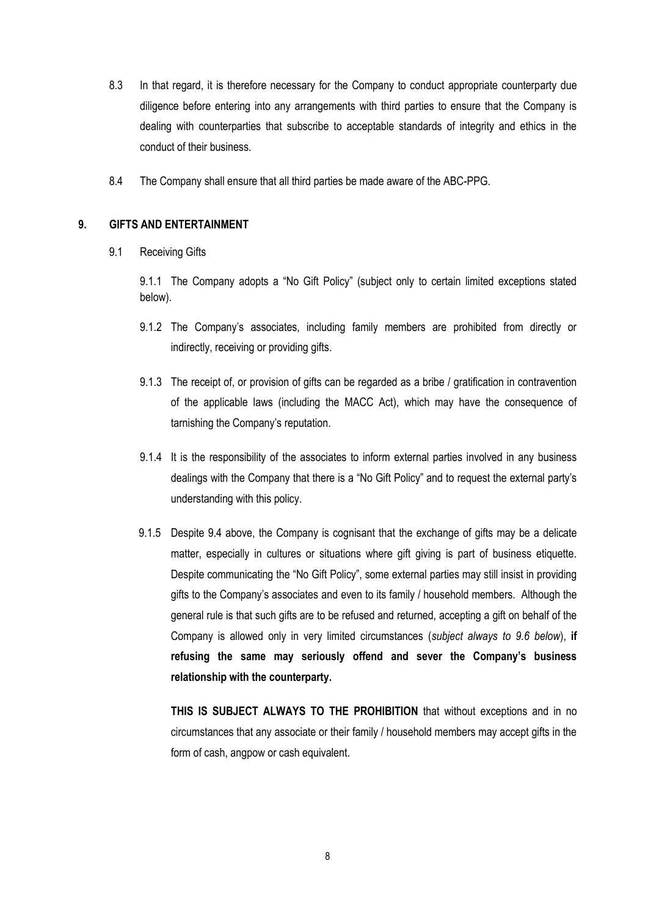8.3 In that regard, it is therefore necessary for the Company to conduct appropriate counterparty due diligence before entering into any arrangements with third parties to ensure that the Company is dealing with counterparties that subscribe to acceptable standards of integrity and ethics in the conduct of their business.

8.4 The Company shall ensure that all third parties be made aware of the ABC-PPG.

## 9. GIFTS AND ENTERTAINMENT

9.1 Receiving Gifts

9.1.1 The Company adopts a "No Gift Policy" (subject only to certain limited exceptions stated below).

9.1.2 The Company's associates, including family members are prohibited from directly or indirectly, receiving or providing gifts.

9.1.3 The receipt of, or provision of gifts can be regarded as a bribe / gratification in contravention of the applicable laws (including the MACC Act), which may have the consequence of tarnishing the Company's reputation.

9.1.4 It is the responsibility of the associates to inform external parties involved in any business dealings with the Company that there is a "No Gift Policy" and to request the external party's understanding with this policy.

9.1.5 Despite 9.4 above, the Company is cognisant that the exchange of gifts may be a delicate matter, especially in cultures or situations where gift giving is part of business etiquette. Despite communicating the "No Gift Policy", some external parties may still insist in providing gifts to the Company's associates and even to its family / household members. Although the general rule is that such gifts are to be refused and returned, accepting a gift on behalf of the Company is allowed only in very limited circumstances (*subject always to 9.6 below*), **if refusing the same may seriously offend and sever the Company's business relationship with the counterparty.**

**THIS IS SUBJECT ALWAYS TO THE PROHIBITION** that without exceptions and in no circumstances that any associate or their family / household members may accept gifts in the form of cash, angpow or cash equivalent.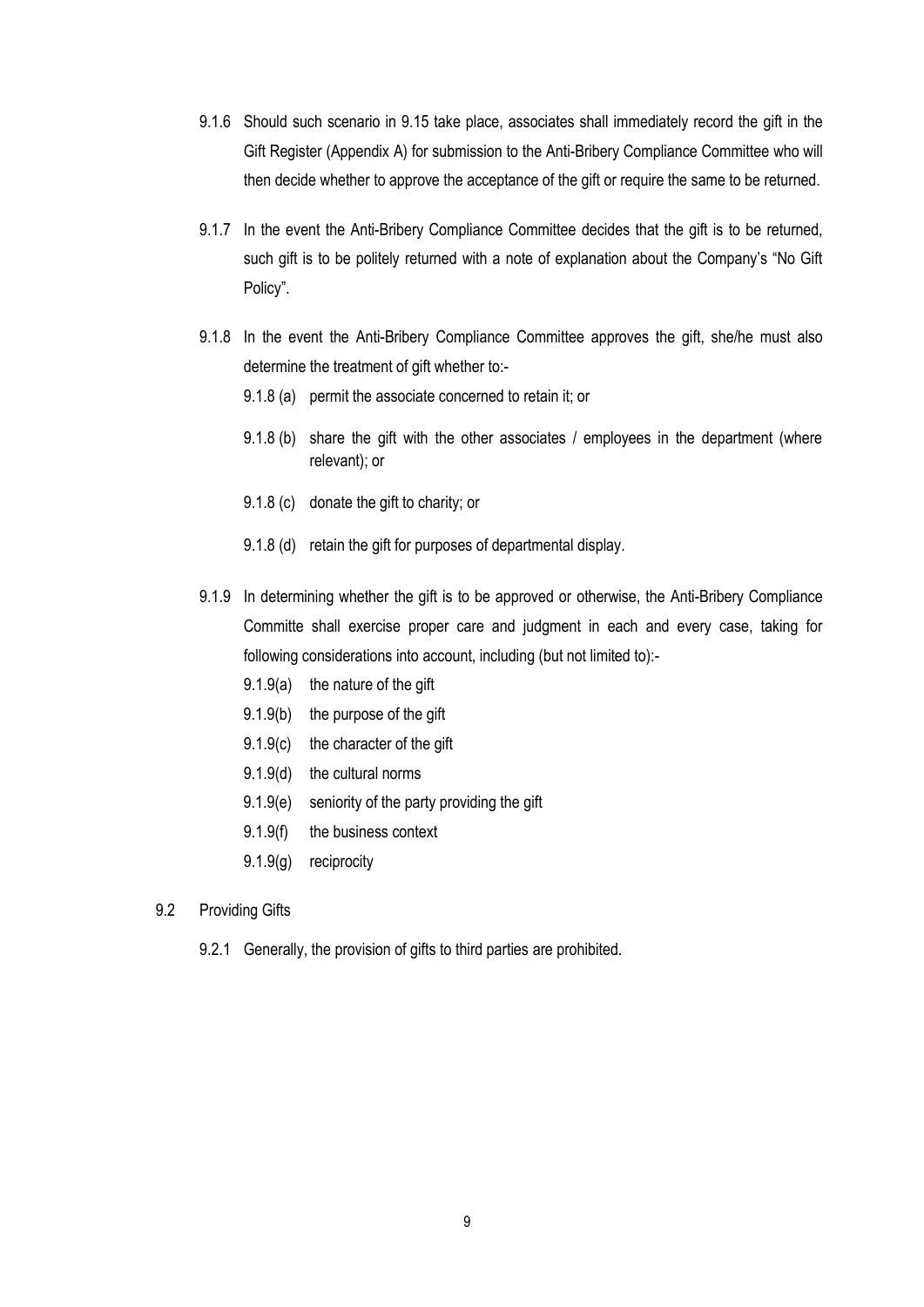9.1.6 Should such scenario in 9.15 take place, associates shall immediately record the gift in the Gift Register (Appendix A) for submission to the Anti-Bribery Compliance Committee who will then decide whether to approve the acceptance of the gift or require the same to be returned.

9.1.7 In the event the Anti-Bribery Compliance Committee decides that the gift is to be returned, such gift is to be politely returned with a note of explanation about the Company's "No Gift Policy".

9.1.8 In the event the Anti-Bribery Compliance Committee approves the gift, she/he must also determine the treatment of gift whether to:-

9.1.8 (a) permit the associate concerned to retain it; or

9.1.8 (b) share the gift with the other associates / employees in the department (where relevant); or

9.1.8 (c) donate the gift to charity; or

9.1.8 (d) retain the gift for purposes of departmental display.

9.1.9 In determining whether the gift is to be approved or otherwise, the Anti-Bribery Compliance Committe shall exercise proper care and judgment in each and every case, taking for following considerations into account, including (but not limited to):-

9.1.9(a) the nature of the gift

9.1.9(b) the purpose of the gift

9.1.9(c) the character of the gift

9.1.9(d) the cultural norms

9.1.9(e) seniority of the party providing the gift

9.1.9(f) the business context

9.1.9(g) reciprocity

9.2 Providing Gifts

9.2.1 Generally, the provision of gifts to third parties are prohibited.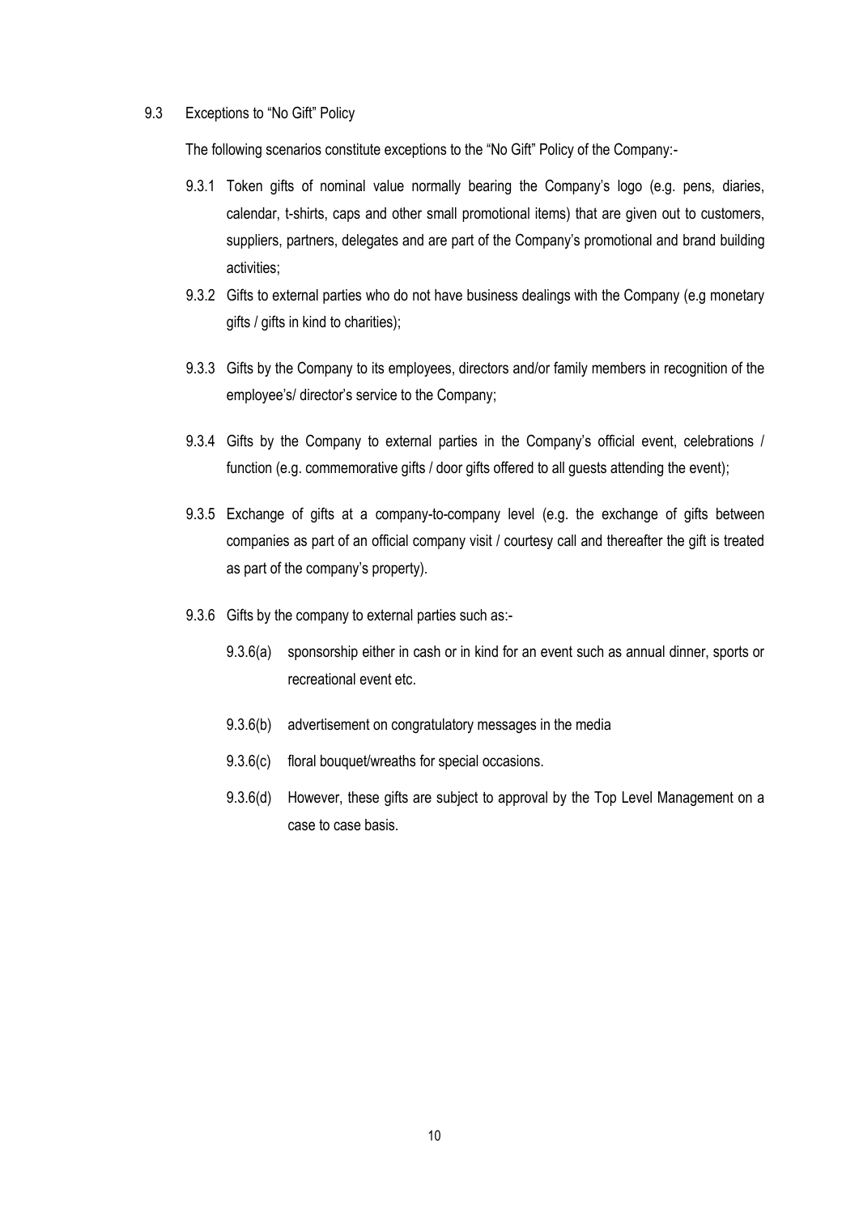### 9.3 Exceptions to "No Gift" Policy

The following scenarios constitute exceptions to the "No Gift" Policy of the Company:-

9.3.1 Token gifts of nominal value normally bearing the Company's logo (e.g. pens, diaries, calendar, t-shirts, caps and other small promotional items) that are given out to customers, suppliers, partners, delegates and are part of the Company's promotional and brand building activities;

9.3.2 Gifts to external parties who do not have business dealings with the Company (e.g monetary gifts / gifts in kind to charities);

9.3.3 Gifts by the Company to its employees, directors and/or family members in recognition of the employee's/ director's service to the Company;

9.3.4 Gifts by the Company to external parties in the Company's official event, celebrations / function (e.g. commemorative gifts / door gifts offered to all guests attending the event);

9.3.5 Exchange of gifts at a company-to-company level (e.g. the exchange of gifts between companies as part of an official company visit / courtesy call and thereafter the gift is treated as part of the company's property).

9.3.6 Gifts by the company to external parties such as:-

9.3.6(a) sponsorship either in cash or in kind for an event such as annual dinner, sports or recreational event etc.

9.3.6(b) advertisement on congratulatory messages in the media

9.3.6(c) floral bouquet/wreaths for special occasions.

9.3.6(d) However, these gifts are subject to approval by the Top Level Management on a case to case basis.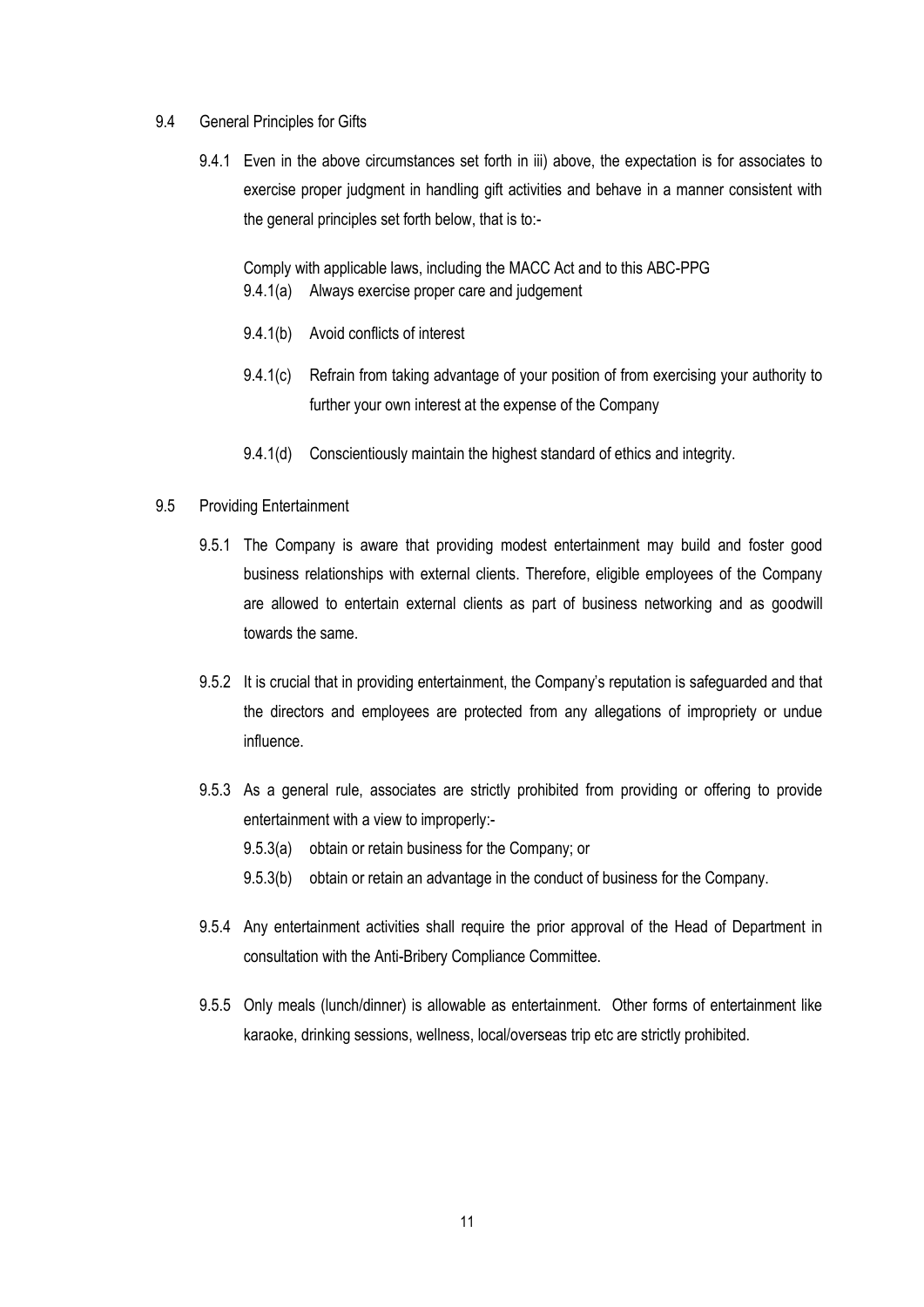9.4 General Principles for Gifts

9.4.1 Even in the above circumstances set forth in iii) above, the expectation is for associates to exercise proper judgment in handling gift activities and behave in a manner consistent with the general principles set forth below, that is to:-

Comply with applicable laws, including the MACC Act and to this ABC-PPG

- 9.4.1(a) Always exercise proper care and judgement
- 9.4.1(b) Avoid conflicts of interest
- 9.4.1(c) Refrain from taking advantage of your position of from exercising your authority to further your own interest at the expense of the Company
- 9.4.1(d) Conscientiously maintain the highest standard of ethics and integrity.

9.5 Providing Entertainment

9.5.1 The Company is aware that providing modest entertainment may build and foster good business relationships with external clients. Therefore, eligible employees of the Company are allowed to entertain external clients as part of business networking and as goodwill towards the same.

9.5.2 It is crucial that in providing entertainment, the Company's reputation is safeguarded and that the directors and employees are protected from any allegations of impropriety or undue influence.

9.5.3 As a general rule, associates are strictly prohibited from providing or offering to provide entertainment with a view to improperly:-

- 9.5.3(a) obtain or retain business for the Company; or
- 9.5.3(b) obtain or retain an advantage in the conduct of business for the Company.

9.5.4 Any entertainment activities shall require the prior approval of the Head of Department in consultation with the Anti-Bribery Compliance Committee.

9.5.5 Only meals (lunch/dinner) is allowable as entertainment. Other forms of entertainment like karaoke, drinking sessions, wellness, local/overseas trip etc are strictly prohibited.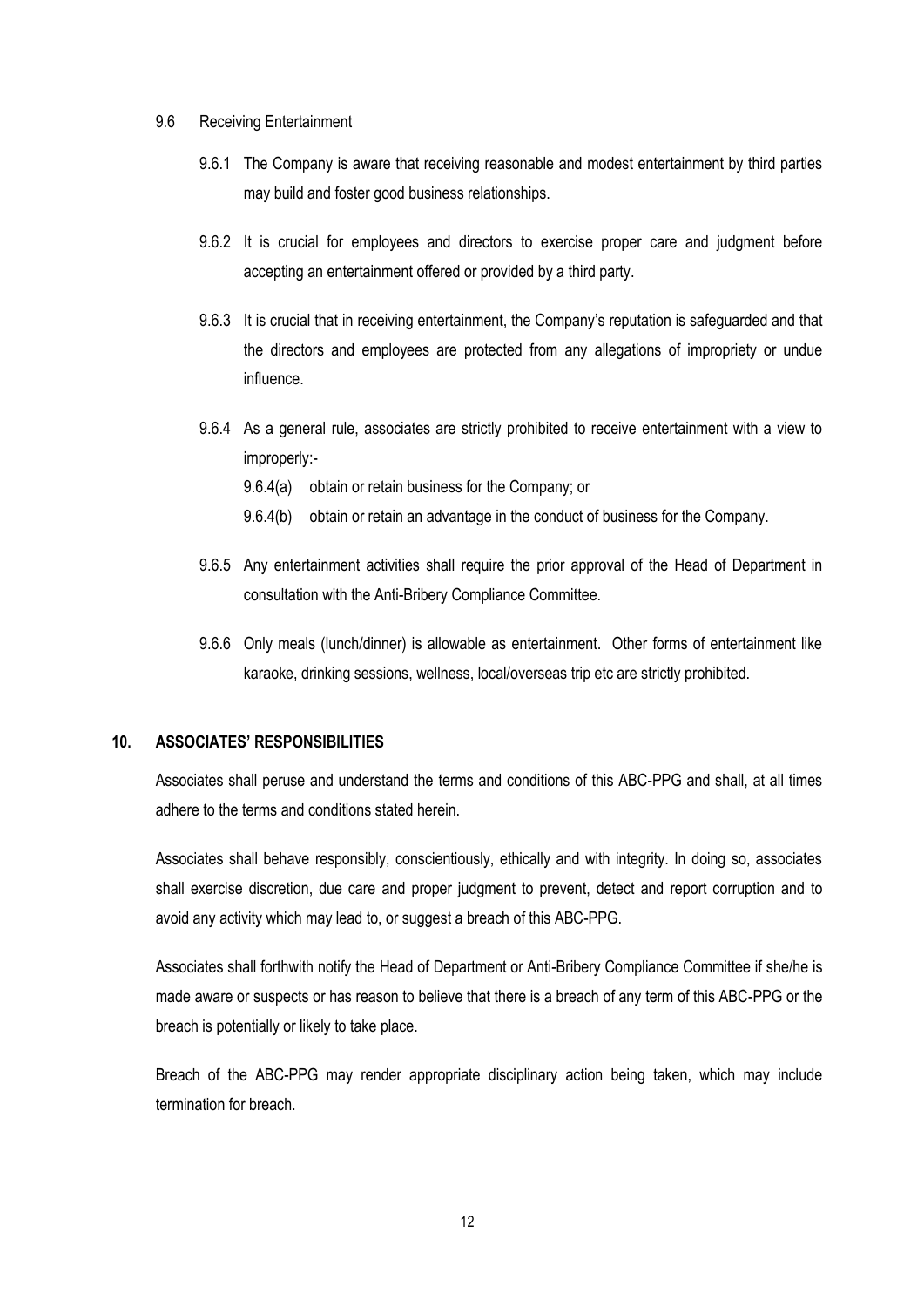9.6 Receiving Entertainment

9.6.1 The Company is aware that receiving reasonable and modest entertainment by third parties may build and foster good business relationships.

9.6.2 It is crucial for employees and directors to exercise proper care and judgment before accepting an entertainment offered or provided by a third party.

9.6.3 It is crucial that in receiving entertainment, the Company's reputation is safeguarded and that the directors and employees are protected from any allegations of impropriety or undue influence.

9.6.4 As a general rule, associates are strictly prohibited to receive entertainment with a view to improperly:-

9.6.4(a) obtain or retain business for the Company; or

9.6.4(b) obtain or retain an advantage in the conduct of business for the Company.

9.6.5 Any entertainment activities shall require the prior approval of the Head of Department in consultation with the Anti-Bribery Compliance Committee.

9.6.6 Only meals (lunch/dinner) is allowable as entertainment. Other forms of entertainment like karaoke, drinking sessions, wellness, local/overseas trip etc are strictly prohibited.

## 10. ASSOCIATES' RESPONSIBILITIES

Associates shall peruse and understand the terms and conditions of this ABC-PPG and shall, at all times adhere to the terms and conditions stated herein.

Associates shall behave responsibly, conscientiously, ethically and with integrity. In doing so, associates shall exercise discretion, due care and proper judgment to prevent, detect and report corruption and to avoid any activity which may lead to, or suggest a breach of this ABC-PPG.

Associates shall forthwith notify the Head of Department or Anti-Bribery Compliance Committee if she/he is made aware or suspects or has reason to believe that there is a breach of any term of this ABC-PPG or the breach is potentially or likely to take place.

Breach of the ABC-PPG may render appropriate disciplinary action being taken, which may include termination for breach.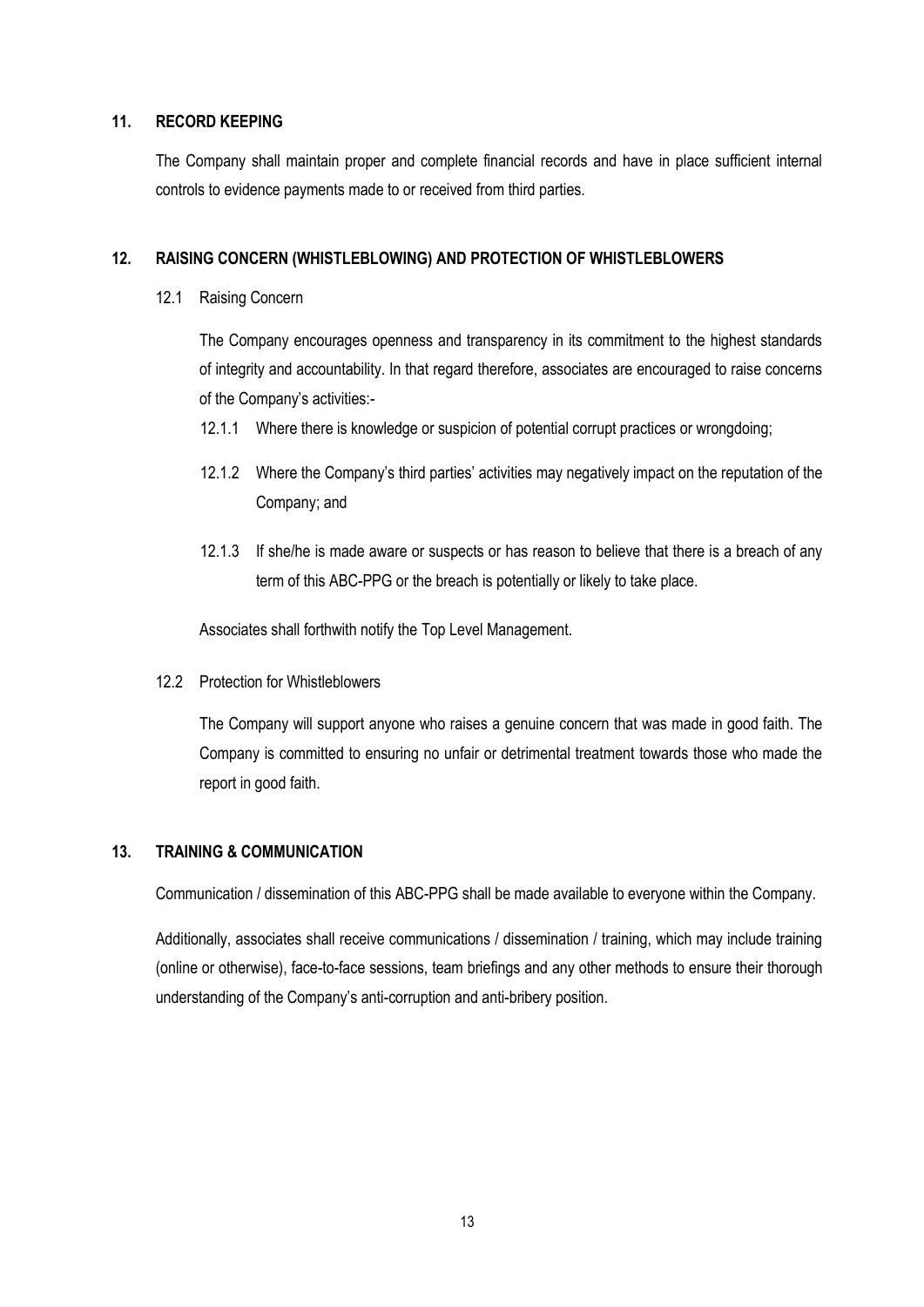## 11. RECORD KEEPING

The Company shall maintain proper and complete financial records and have in place sufficient internal controls to evidence payments made to or received from third parties.

## 12. RAISING CONCERN (WHISTLEBLOWING) AND PROTECTION OF WHISTLEBLOWERS

### 12.1 Raising Concern

The Company encourages openness and transparency in its commitment to the highest standards of integrity and accountability. In that regard therefore, associates are encouraged to raise concerns of the Company's activities:-

12.1.1 Where there is knowledge or suspicion of potential corrupt practices or wrongdoing;

12.1.2 Where the Company's third parties' activities may negatively impact on the reputation of the Company; and

12.1.3 If she/he is made aware or suspects or has reason to believe that there is a breach of any term of this ABC-PPG or the breach is potentially or likely to take place.

Associates shall forthwith notify the Top Level Management.

### 12.2 Protection for Whistleblowers

The Company will support anyone who raises a genuine concern that was made in good faith. The Company is committed to ensuring no unfair or detrimental treatment towards those who made the report in good faith.

## 13. TRAINING & COMMUNICATION

Communication / dissemination of this ABC-PPG shall be made available to everyone within the Company.

Additionally, associates shall receive communications / dissemination / training, which may include training (online or otherwise), face-to-face sessions, team briefings and any other methods to ensure their thorough understanding of the Company's anti-corruption and anti-bribery position.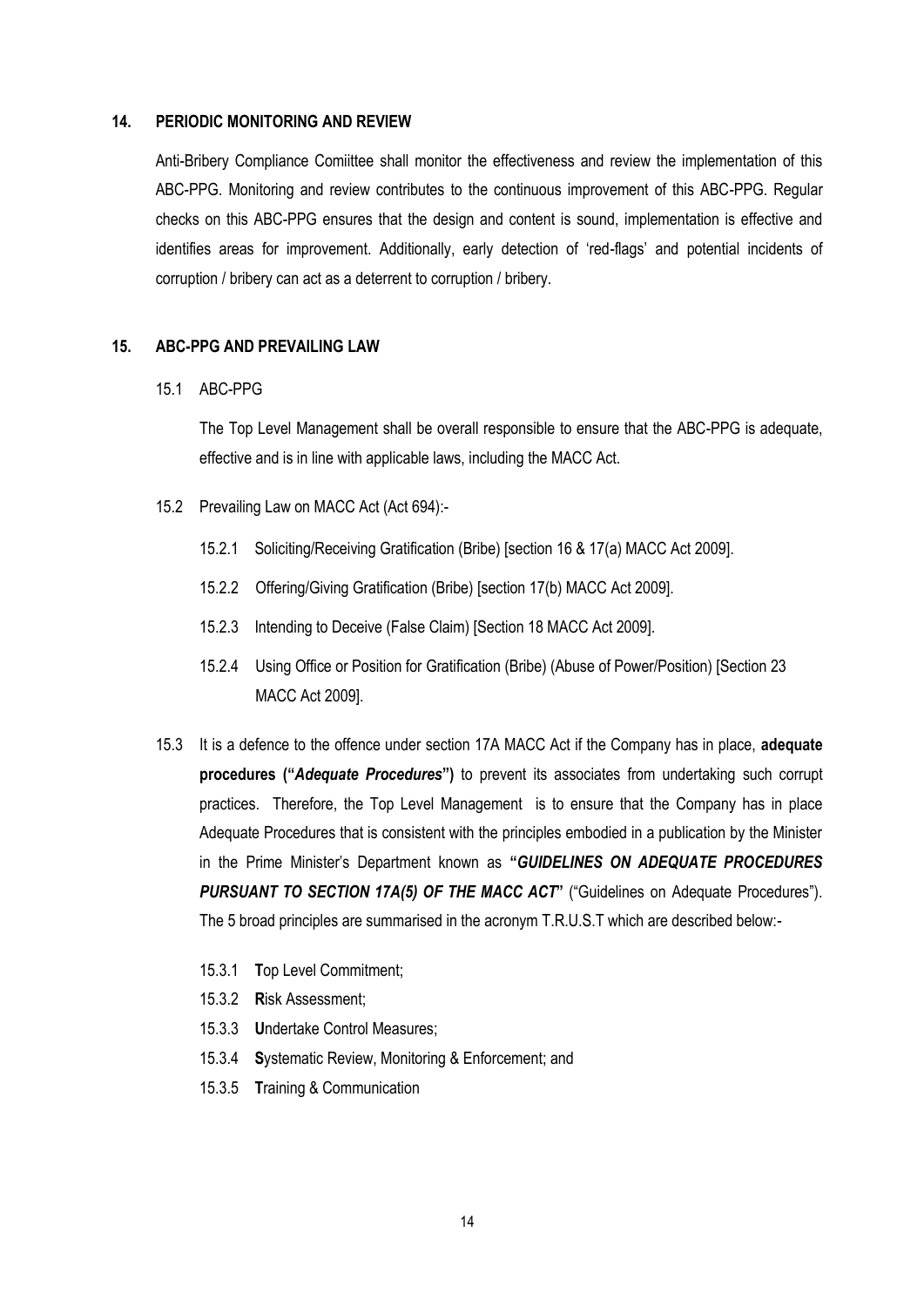## 14. PERIODIC MONITORING AND REVIEW

Anti-Bribery Compliance Comiittee shall monitor the effectiveness and review the implementation of this ABC-PPG. Monitoring and review contributes to the continuous improvement of this ABC-PPG. Regular checks on this ABC-PPG ensures that the design and content is sound, implementation is effective and identifies areas for improvement. Additionally, early detection of 'red-flags' and potential incidents of corruption / bribery can act as a deterrent to corruption / bribery.

## 15. ABC-PPG AND PREVAILING LAW

15.1 ABC-PPG

The Top Level Management shall be overall responsible to ensure that the ABC-PPG is adequate, effective and is in line with applicable laws, including the MACC Act.

15.2 Prevailing Law on MACC Act (Act 694):-

15.2.1 Soliciting/Receiving Gratification (Bribe) [section 16 & 17(a) MACC Act 2009].

15.2.2 Offering/Giving Gratification (Bribe) [section 17(b) MACC Act 2009].

15.2.3 Intending to Deceive (False Claim) [Section 18 MACC Act 2009].

15.2.4 Using Office or Position for Gratification (Bribe) (Abuse of Power/Position) [Section 23 MACC Act 2009].

15.3 It is a defence to the offence under section 17A MACC Act if the Company has in place, **adequate procedures ("*Adequate Procedures*")** to prevent its associates from undertaking such corrupt practices. Therefore, the Top Level Management is to ensure that the Company has in place Adequate Procedures that is consistent with the principles embodied in a publication by the Minister in the Prime Minister's Department known as **"*GUIDELINES ON ADEQUATE PROCEDURES PURSUANT TO SECTION 17A(5) OF THE MACC ACT*"** ("Guidelines on Adequate Procedures"). The 5 broad principles are summarised in the acronym T.R.U.S.T which are described below:-

15.3.1 **T**op Level Commitment;

15.3.2 **R**isk Assessment;

15.3.3 **U**ndertake Control Measures;

15.3.4 **S**ystematic Review, Monitoring & Enforcement; and

15.3.5 **T**raining & Communication